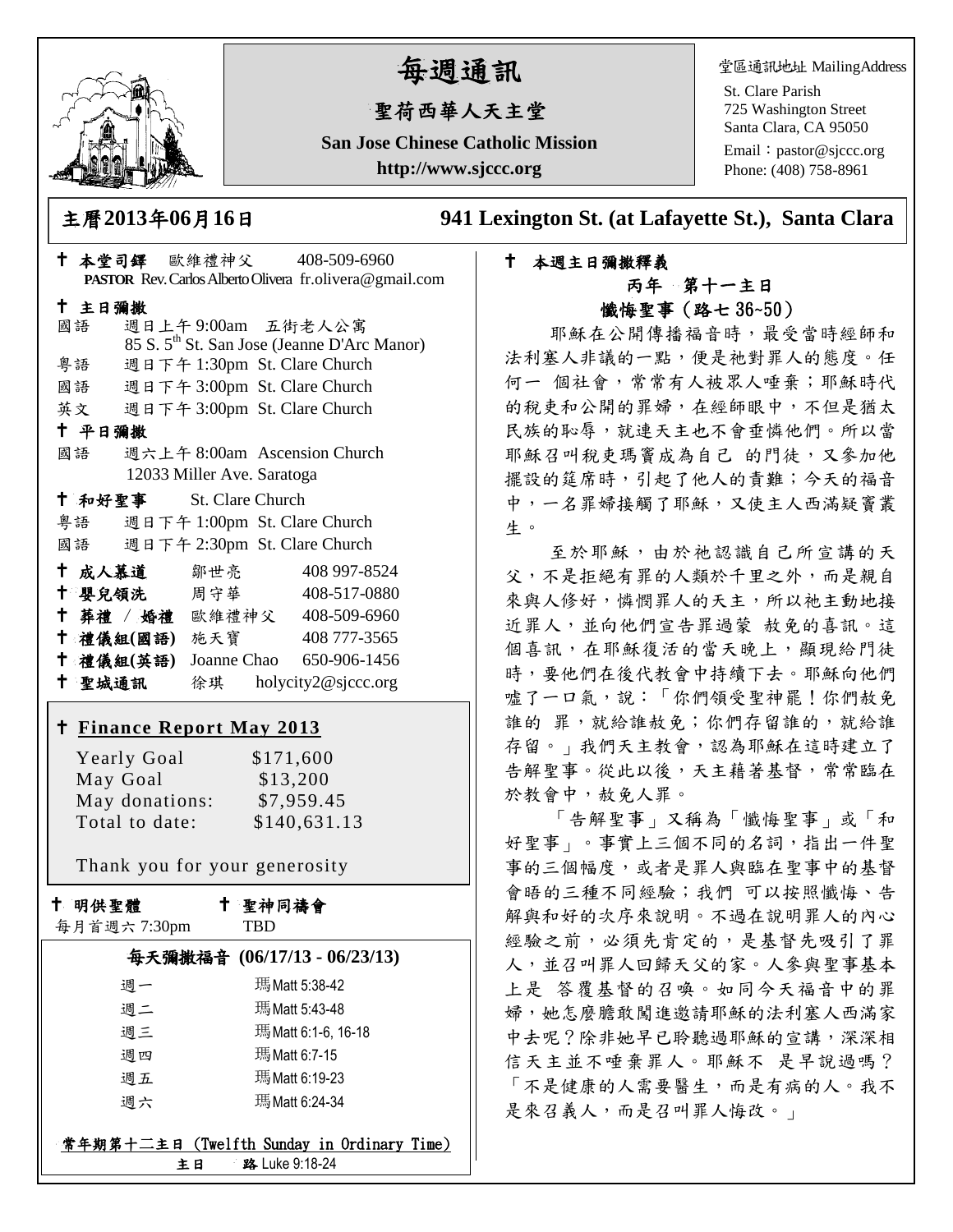# 每週通訊

## 聖荷西華人天主堂

**San Jose Chinese Catholic Mission**

**http://www.sjccc.org**

堂區通訊地址 MailingAddress
St. Clare Parish
725 Washington Street
Santa Clara, CA 95050
Email：pastor@sjccc.org
Phone: (408) 758-8961

**主曆2013年06月16日**　　**941 Lexington St. (at Lafayette St.), Santa Clara**

✝ **本堂司鐸** 歐維禮神父 408-509-6960
**PASTOR** Rev. Carlos Alberto Olivera fr.olivera@gmail.com

✝ **主日彌撒**

國語 週日上午 9:00am 五街老人公寓
85 S. 5th St. San Jose (Jeanne D'Arc Manor)

粵語 週日下午 1:30pm St. Clare Church

國語 週日下午 3:00pm St. Clare Church

英文 週日下午 3:00pm St. Clare Church

✝ **平日彌撒**

國語 週六上午 8:00am Ascension Church
12033 Miller Ave. Saratoga

✝ **和好聖事** St. Clare Church

粵語 週日下午 1:00pm St. Clare Church

國語 週日下午 2:30pm St. Clare Church

| | | |
|---|---|---|
| ✝ **成人慕道** | 鄒世亮 | 408 997-8524 |
| ✝ **嬰兒領洗** | 周守華 | 408-517-0880 |
| ✝ **葬禮 / 婚禮** | 歐維禮神父 | 408-509-6960 |
| ✝ **禮儀組(國語)** | 施天寶 | 408 777-3565 |
| ✝ **禮儀組(英語)** | Joanne Chao | 650-906-1456 |
| ✝ **聖城通訊** | 徐琪 | holycity2@sjccc.org |

✝ **Finance Report May 2013**

| | |
|---|---|
| Yearly Goal | $171,600 |
| May Goal | $13,200 |
| May donations: | $7,959.45 |
| Total to date: | $140,631.13 |

Thank you for your generosity

✝ **明供聖體**
每月首週六 7:30pm

✝ **聖神同禱會**
TBD

**每天彌撒福音 (06/17/13 - 06/23/13)**

| | |
|---|---|
| 週一 | 瑪 Matt 5:38-42 |
| 週二 | 瑪 Matt 5:43-48 |
| 週三 | 瑪 Matt 6:1-6, 16-18 |
| 週四 | 瑪 Matt 6:7-15 |
| 週五 | 瑪 Matt 6:19-23 |
| 週六 | 瑪 Matt 6:24-34 |

**常年期第十二主日 (Twelfth Sunday in Ordinary Time)**
**主日** **路** Luke 9:18-24

✝ **本週主日彌撒釋義**

**丙年 第十一主日**
**懺悔聖事（路七 36~50）**

耶穌在公開傳播福音時，最受當時經師和法利塞人非議的一點，便是祂對罪人的態度。任何一 個社會，常常有人被眾人唾棄；耶穌時代的稅吏和公開的罪婦，在經師眼中，不但是猶太民族的恥辱，就連天主也不會垂憐他們。所以當耶穌召叫稅吏瑪竇成為自己 的門徒，又參加他擺設的筵席時，引起了他人的責難；今天的福音中，一名罪婦接觸了耶穌，又使主人西滿疑竇叢生。

至於耶穌，由於祂認識自己所宣講的天父，不是拒絕有罪的人類於千里之外，而是親自來與人修好，憐憫罪人的天主，所以祂主動地接近罪人，並向他們宣告罪過蒙 赦免的喜訊。這個喜訊，在耶穌復活的當天晚上，顯現給門徒時，要他們在後代教會中持續下去。耶穌向他們噓了一口氣，說：「你們領受聖神罷！你們赦免誰的 罪，就給誰赦免；你們存留誰的，就給誰存留。」我們天主教會，認為耶穌在這時建立了告解聖事。從此以後，天主藉著基督，常常臨在於教會中，赦免人罪。

「告解聖事」又稱為「懺悔聖事」或「和好聖事」。事實上三個不同的名詞，指出一件聖事的三個幅度，或者是罪人與臨在聖事中的基督會晤的三種不同經驗；我們 可以按照懺悔、告解與和好的次序來說明。不過在說明罪人的內心經驗之前，必須先肯定的，是基督先吸引了罪人，並召叫罪人回歸天父的家。人參與聖事基本上是 答覆基督的召喚。如同今天福音中的罪婦，她怎麼膽敢闖進邀請耶穌的法利塞人西滿家中去呢？除非她早已聆聽過耶穌的宣講，深深相信天主並不唾棄罪人。耶穌不 是早說過嗎？「不是健康的人需要醫生，而是有病的人。我不是來召義人，而是召叫罪人悔改。」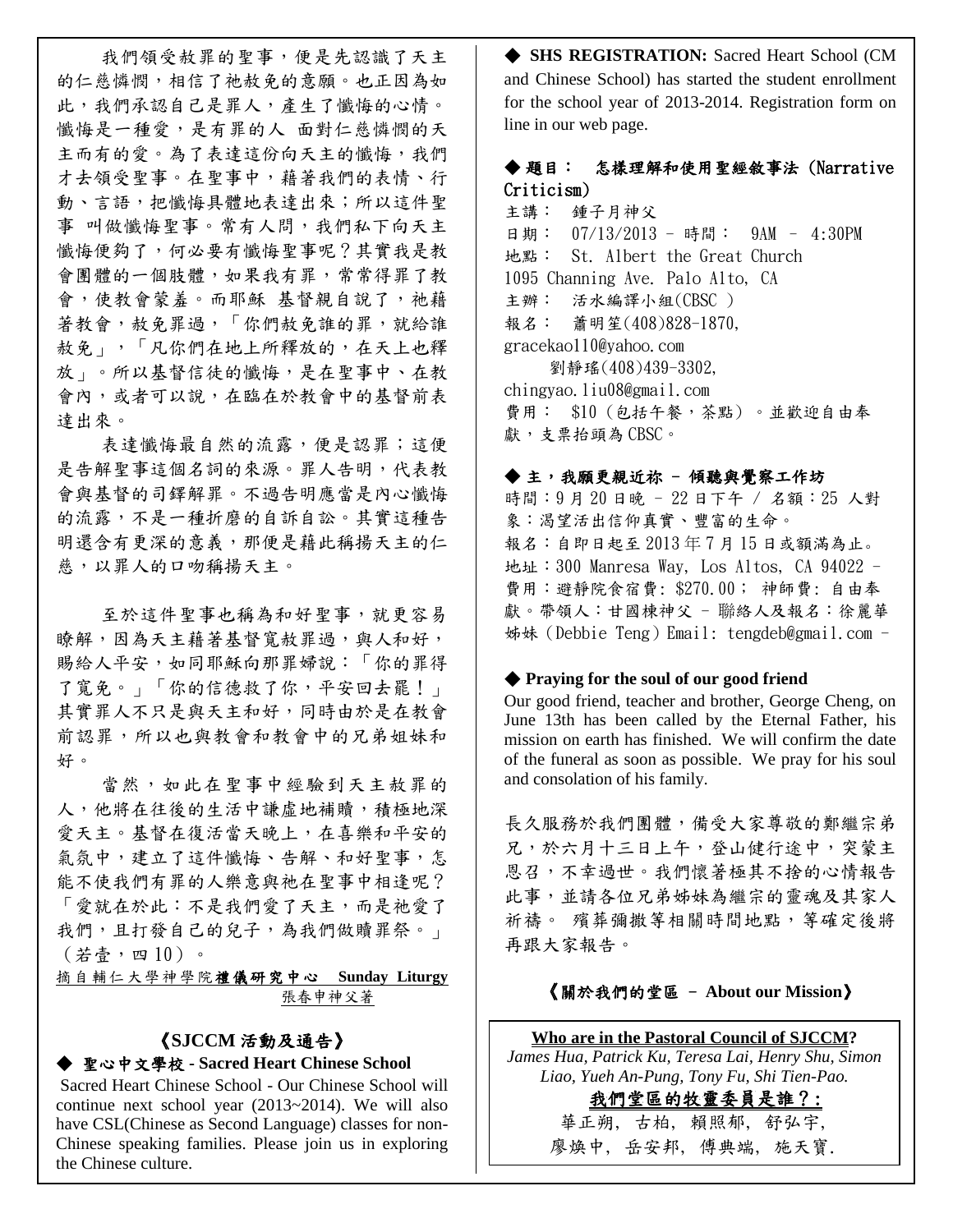我們領受赦罪的聖事，便是先認識了天主的仁慈憐憫，相信了祂赦免的意願。也正因為如此，我們承認自己是罪人，產生了懺悔的心情。懺悔是一種愛，是有罪的人 面對仁慈憐憫的天主而有的愛。為了表達這份向天主的懺悔，我們才去領受聖事。在聖事中，藉著我們的表情、行動、言語，把懺悔具體地表達出來；所以這件聖事 叫做懺悔聖事。常有人問，我們私下向天主懺悔便夠了，何必要有懺悔聖事呢？其實我是教會團體的一個肢體，如果我有罪，常常得罪了教會，使教會蒙羞。而耶穌 基督親自說了，祂藉著教會，赦免罪過，「你們赦免誰的罪，就給誰赦免」，「凡你們在地上所釋放的，在天上也釋放」。所以基督信徒的懺悔，是在聖事中、在教會內，或者可以說，在臨在於教會中的基督前表達出來。

表達懺悔最自然的流露，便是認罪；這便是告解聖事這個名詞的來源。罪人告明，代表教會與基督的司鐸解罪。不過告明應當是內心懺悔的流露，不是一種折磨的自訴自訟。其實這種告明還含有更深的意義，那便是藉此稱揚天主的仁慈，以罪人的口吻稱揚天主。

至於這件聖事也稱為和好聖事，就更容易瞭解，因為天主藉著基督寬赦罪過，與人和好，賜給人平安，如同耶穌向那罪婦說：「你的罪得了寬免。」「你的信德救了你，平安回去罷！」其實罪人不只是與天主和好，同時由於是在教會前認罪，所以也與教會和教會中的兄弟姐妹和好。

當然，如此在聖事中經驗到天主赦罪的人，他將在往後的生活中謙虛地補贖，積極地深愛天主。基督在復活當天晚上，在喜樂和平安的氣氛中，建立了這件懺悔、告解、和好聖事，怎能不使我們有罪的人樂意與祂在聖事中相逢呢？「愛就在於此：不是我們愛了天主，而是祂愛了我們，且打發自己的兒子，為我們做贖罪祭。」（若壹，四 10）。

摘自輔仁大學神學院**禮儀研究中心 Sunday Liturgy** 張春申神父著

## 《SJCCM 活動及通告》

### ◆ 聖心中文學校 - Sacred Heart Chinese School

Sacred Heart Chinese School - Our Chinese School will continue next school year (2013~2014). We will also have CSL(Chinese as Second Language) classes for non-Chinese speaking families. Please join us in exploring the Chinese culture.

◆ **SHS REGISTRATION:** Sacred Heart School (CM and Chinese School) has started the student enrollment for the school year of 2013-2014. Registration form on line in our web page.

### ◆ 題目： 怎樣理解和使用聖經敘事法 (Narrative Criticism)

主講： 鍾子月神父
日期： 07/13/2013 - 時間： 9AM - 4:30PM
地點： St. Albert the Great Church
1095 Channing Ave. Palo Alto, CA
主辦： 活水編譯小組(CBSC )
報名： 蕭明笙(408)828-1870,
gracekao110@yahoo.com
劉靜瑤(408)439-3302,
chingyao.liu08@gmail.com
費用： $10（包括午餐，茶點）。並歡迎自由奉獻，支票抬頭為 CBSC。

### ◆ 主，我願更親近祢 - 傾聽與覺察工作坊

時間：9 月 20 日晚 - 22 日下午 / 名額：25 人對象：渴望活出信仰真實、豐富的生命。
報名：自即日起至 2013 年 7 月 15 日或額滿為止。
地址：300 Manresa Way, Los Altos, CA 94022 -
費用：避靜院食宿費: $270.00； 神師費: 自由奉獻。帶領人：甘國棟神父 - 聯絡人及報名：徐麗華姊妹（Debbie Teng）Email: tengdeb@gmail.com -

### ◆ Praying for the soul of our good friend

Our good friend, teacher and brother, George Cheng, on June 13th has been called by the Eternal Father, his mission on earth has finished. We will confirm the date of the funeral as soon as possible. We pray for his soul and consolation of his family.

長久服務於我們團體，備受大家尊敬的鄭繼宗弟兄，於六月十三日上午，登山健行途中，突蒙主恩召，不幸過世。我們懷著極其不捨的心情報告此事，並請各位兄弟姊妹為繼宗的靈魂及其家人祈禱。 殯葬彌撒等相關時間地點，等確定後將再跟大家報告。

## 《關於我們的堂區 - About our Mission》

**Who are in the Pastoral Council of SJCCM?**

*James Hua, Patrick Ku, Teresa Lai, Henry Shu, Simon Liao, Yueh An-Pung, Tony Fu, Shi Tien-Pao.*

**我們堂區的牧靈委員是誰？:**

華正朔, 古柏, 賴照郁, 舒弘宇,
廖煥中, 岳安邦, 傅典端, 施天寶.